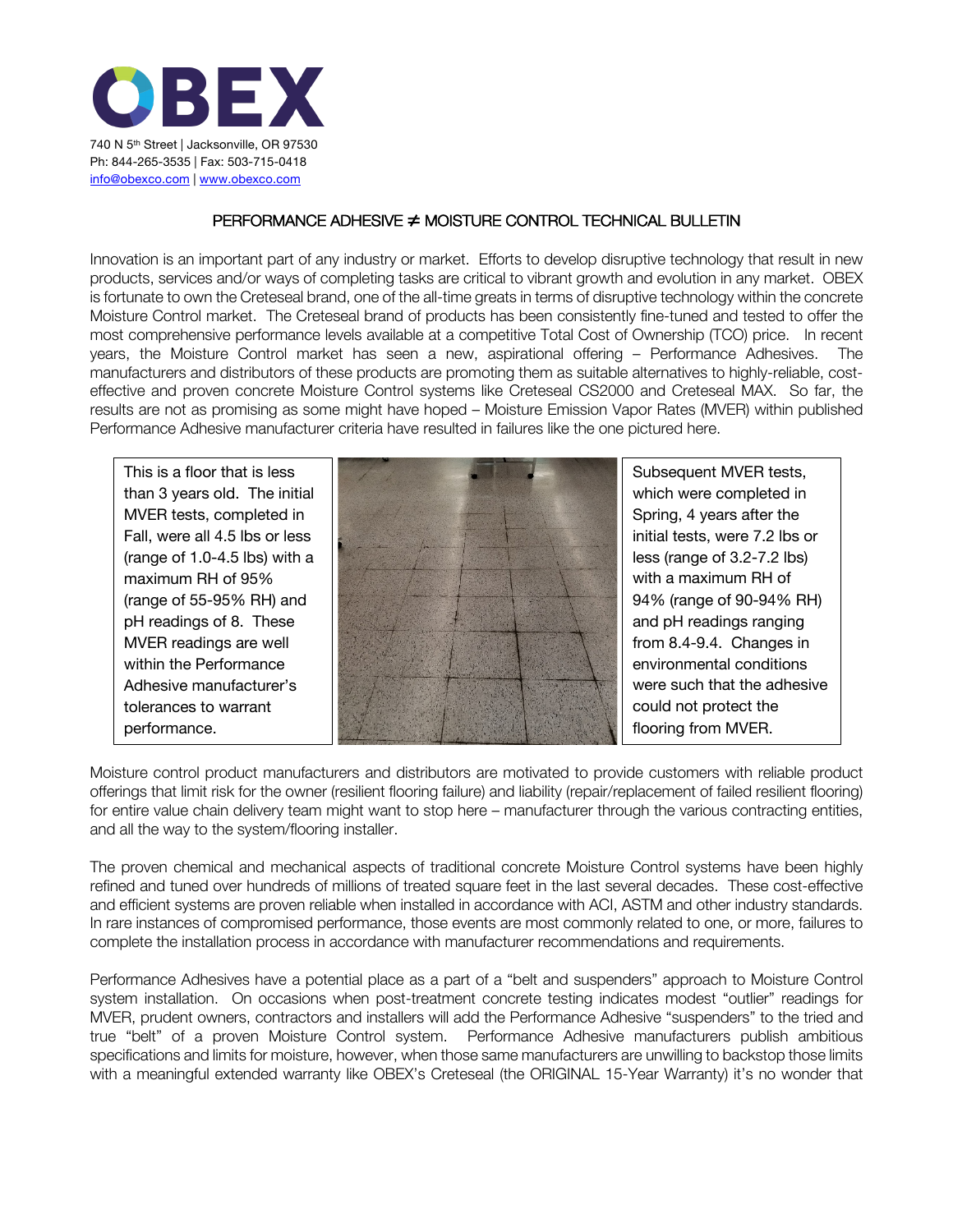OBEX

740 N 5th Street | Jacksonville, OR 97530
Ph: 844-265-3535 | Fax: 503-715-0418
info@obexco.com | www.obexco.com

## PERFORMANCE ADHESIVE ≠ MOISTURE CONTROL TECHNICAL BULLETIN

Innovation is an important part of any industry or market. Efforts to develop disruptive technology that result in new products, services and/or ways of completing tasks are critical to vibrant growth and evolution in any market. OBEX is fortunate to own the Creteseal brand, one of the all-time greats in terms of disruptive technology within the concrete Moisture Control market. The Creteseal brand of products has been consistently fine-tuned and tested to offer the most comprehensive performance levels available at a competitive Total Cost of Ownership (TCO) price. In recent years, the Moisture Control market has seen a new, aspirational offering – Performance Adhesives. The manufacturers and distributors of these products are promoting them as suitable alternatives to highly-reliable, cost-effective and proven concrete Moisture Control systems like Creteseal CS2000 and Creteseal MAX. So far, the results are not as promising as some might have hoped – Moisture Emission Vapor Rates (MVER) within published Performance Adhesive manufacturer criteria have resulted in failures like the one pictured here.

This is a floor that is less than 3 years old. The initial MVER tests, completed in Fall, were all 4.5 lbs or less (range of 1.0-4.5 lbs) with a maximum RH of 95% (range of 55-95% RH) and pH readings of 8. These MVER readings are well within the Performance Adhesive manufacturer's tolerances to warrant performance.

Subsequent MVER tests, which were completed in Spring, 4 years after the initial tests, were 7.2 lbs or less (range of 3.2-7.2 lbs) with a maximum RH of 94% (range of 90-94% RH) and pH readings ranging from 8.4-9.4. Changes in environmental conditions were such that the adhesive could not protect the flooring from MVER.

Moisture control product manufacturers and distributors are motivated to provide customers with reliable product offerings that limit risk for the owner (resilient flooring failure) and liability (repair/replacement of failed resilient flooring) for entire value chain delivery team might want to stop here – manufacturer through the various contracting entities, and all the way to the system/flooring installer.

The proven chemical and mechanical aspects of traditional concrete Moisture Control systems have been highly refined and tuned over hundreds of millions of treated square feet in the last several decades. These cost-effective and efficient systems are proven reliable when installed in accordance with ACI, ASTM and other industry standards. In rare instances of compromised performance, those events are most commonly related to one, or more, failures to complete the installation process in accordance with manufacturer recommendations and requirements.

Performance Adhesives have a potential place as a part of a "belt and suspenders" approach to Moisture Control system installation. On occasions when post-treatment concrete testing indicates modest "outlier" readings for MVER, prudent owners, contractors and installers will add the Performance Adhesive "suspenders" to the tried and true "belt" of a proven Moisture Control system. Performance Adhesive manufacturers publish ambitious specifications and limits for moisture, however, when those same manufacturers are unwilling to backstop those limits with a meaningful extended warranty like OBEX's Creteseal (the ORIGINAL 15-Year Warranty) it's no wonder that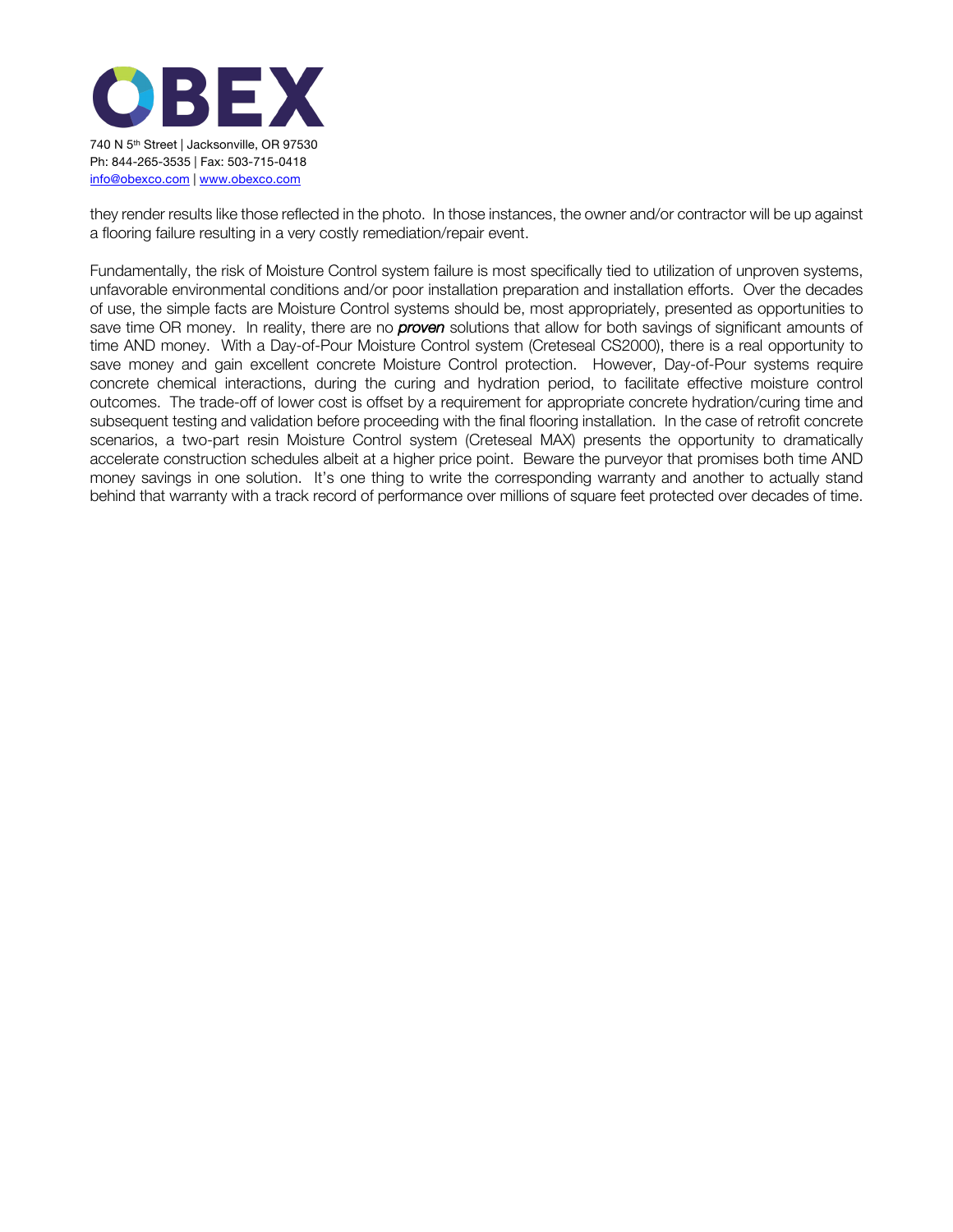they render results like those reflected in the photo. In those instances, the owner and/or contractor will be up against a flooring failure resulting in a very costly remediation/repair event.

Fundamentally, the risk of Moisture Control system failure is most specifically tied to utilization of unproven systems, unfavorable environmental conditions and/or poor installation preparation and installation efforts. Over the decades of use, the simple facts are Moisture Control systems should be, most appropriately, presented as opportunities to save time OR money. In reality, there are no ***proven*** solutions that allow for both savings of significant amounts of time AND money. With a Day-of-Pour Moisture Control system (Creteseal CS2000), there is a real opportunity to save money and gain excellent concrete Moisture Control protection. However, Day-of-Pour systems require concrete chemical interactions, during the curing and hydration period, to facilitate effective moisture control outcomes. The trade-off of lower cost is offset by a requirement for appropriate concrete hydration/curing time and subsequent testing and validation before proceeding with the final flooring installation. In the case of retrofit concrete scenarios, a two-part resin Moisture Control system (Creteseal MAX) presents the opportunity to dramatically accelerate construction schedules albeit at a higher price point. Beware the purveyor that promises both time AND money savings in one solution. It's one thing to write the corresponding warranty and another to actually stand behind that warranty with a track record of performance over millions of square feet protected over decades of time.